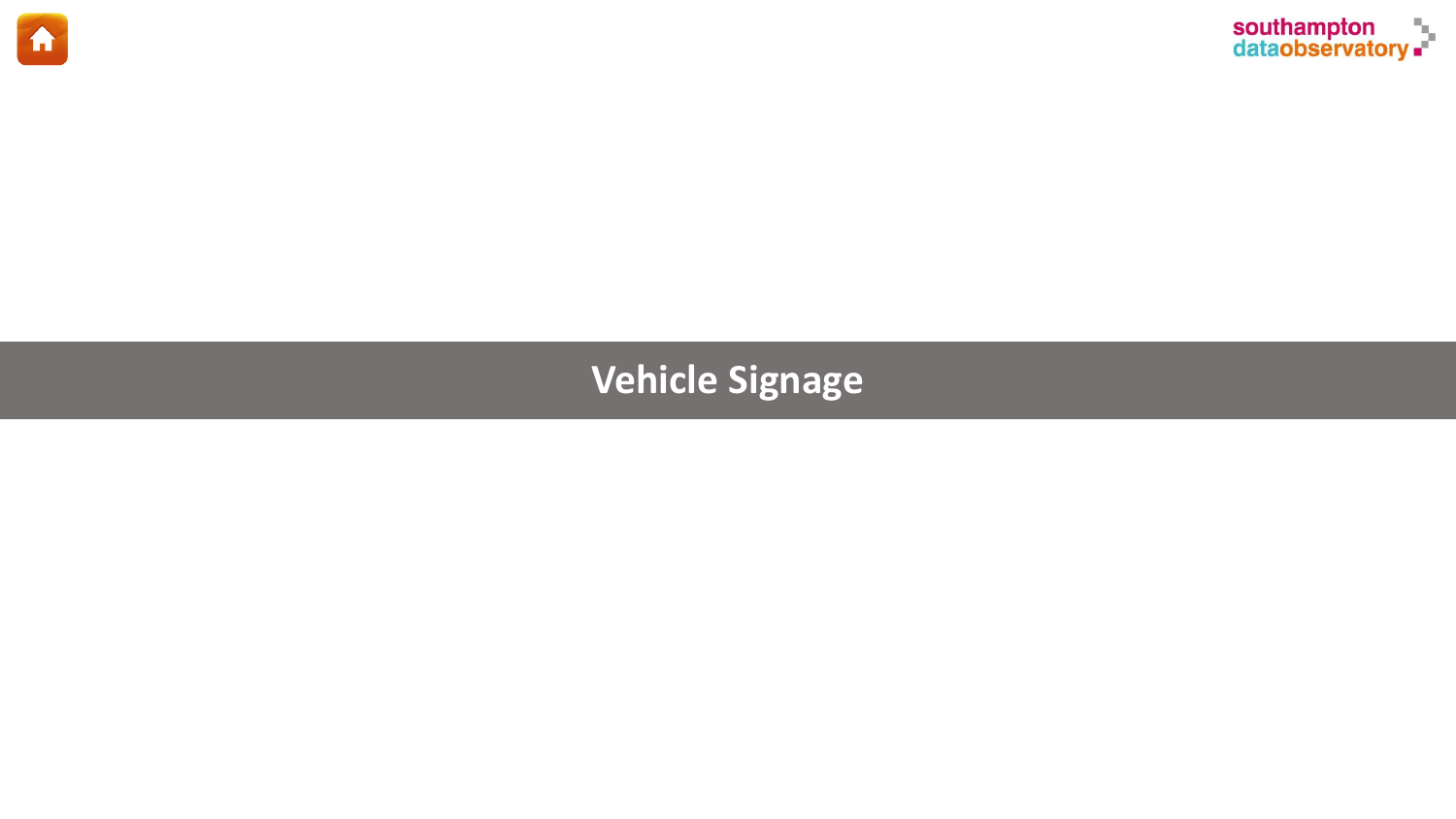# Vehicle Signage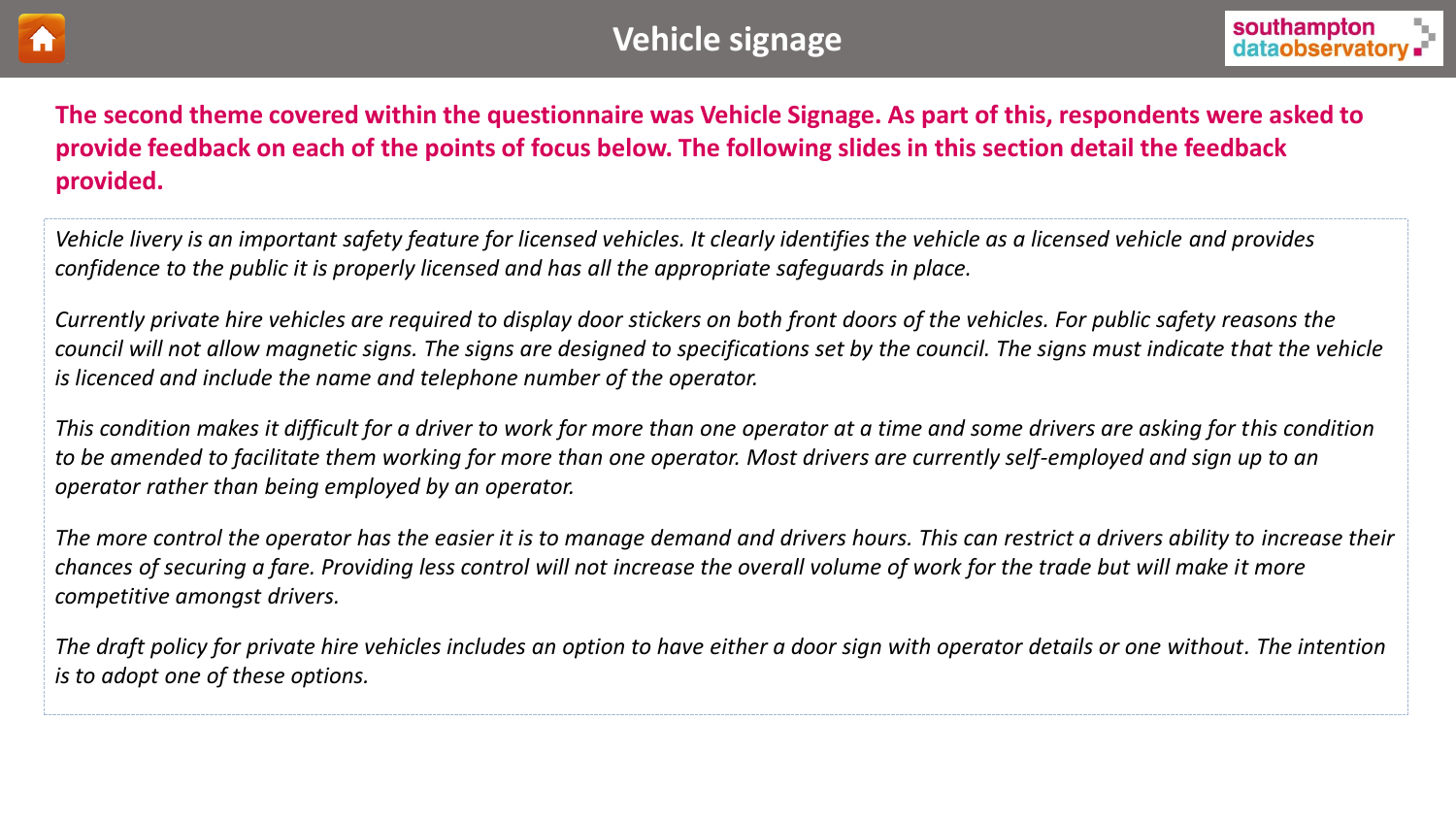# Vehicle signage

**The second theme covered within the questionnaire was Vehicle Signage. As part of this, respondents were asked to provide feedback on each of the points of focus below. The following slides in this section detail the feedback provided.**

*Vehicle livery is an important safety feature for licensed vehicles. It clearly identifies the vehicle as a licensed vehicle and provides confidence to the public it is properly licensed and has all the appropriate safeguards in place.*

*Currently private hire vehicles are required to display door stickers on both front doors of the vehicles. For public safety reasons the council will not allow magnetic signs. The signs are designed to specifications set by the council. The signs must indicate that the vehicle is licenced and include the name and telephone number of the operator.*

*This condition makes it difficult for a driver to work for more than one operator at a time and some drivers are asking for this condition to be amended to facilitate them working for more than one operator. Most drivers are currently self-employed and sign up to an operator rather than being employed by an operator.*

*The more control the operator has the easier it is to manage demand and drivers hours. This can restrict a drivers ability to increase their chances of securing a fare. Providing less control will not increase the overall volume of work for the trade but will make it more competitive amongst drivers.*

*The draft policy for private hire vehicles includes an option to have either a door sign with operator details or one without. The intention is to adopt one of these options.*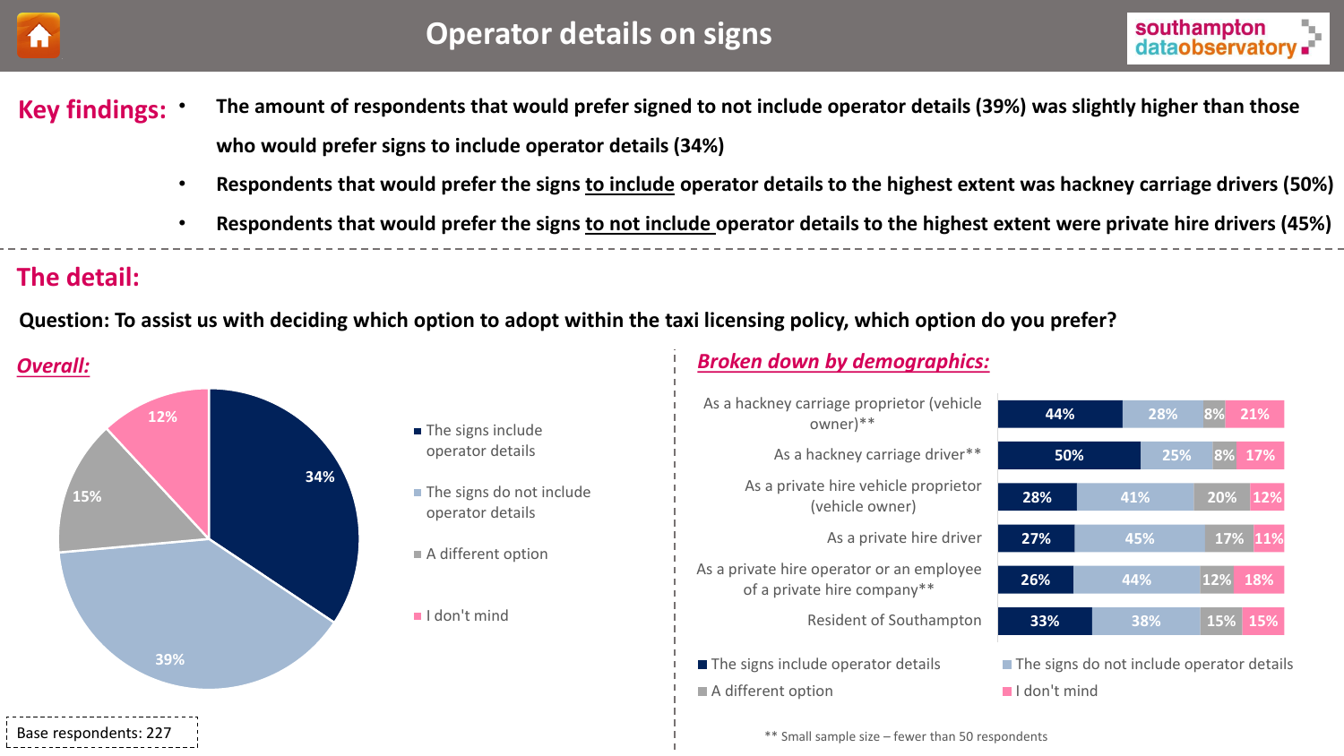# Operator details on signs

## Key findings:

- **The amount of respondents that would prefer signed to not include operator details (39%) was slightly higher than those who would prefer signs to include operator details (34%)**
- **Respondents that would prefer the signs <u>to include</u> operator details to the highest extent was hackney carriage drivers (50%)**
- **Respondents that would prefer the signs <u>to not include</u> operator details to the highest extent were private hire drivers (45%)**

## The detail:

**Question: To assist us with deciding which option to adopt within the taxi licensing policy, which option do you prefer?**

### *Overall:*

| Response | % |
|---|---|
| The signs include operator details | 34% |
| The signs do not include operator details | 39% |
| A different option | 15% |
| I don't mind | 12% |

Base respondents: 227

### *Broken down by demographics:*

| | The signs include operator details | The signs do not include operator details | A different option | I don't mind |
|---|---|---|---|---|
| As a hackney carriage proprietor (vehicle owner)** | 44% | 28% | 8% | 21% |
| As a hackney carriage driver** | 50% | 25% | 8% | 17% |
| As a private hire vehicle proprietor (vehicle owner) | 28% | 41% | 20% | 12% |
| As a private hire driver | 27% | 45% | 17% | 11% |
| As a private hire operator or an employee of a private hire company** | 26% | 44% | 12% | 18% |
| Resident of Southampton | 33% | 38% | 15% | 15% |

** Small sample size – fewer than 50 respondents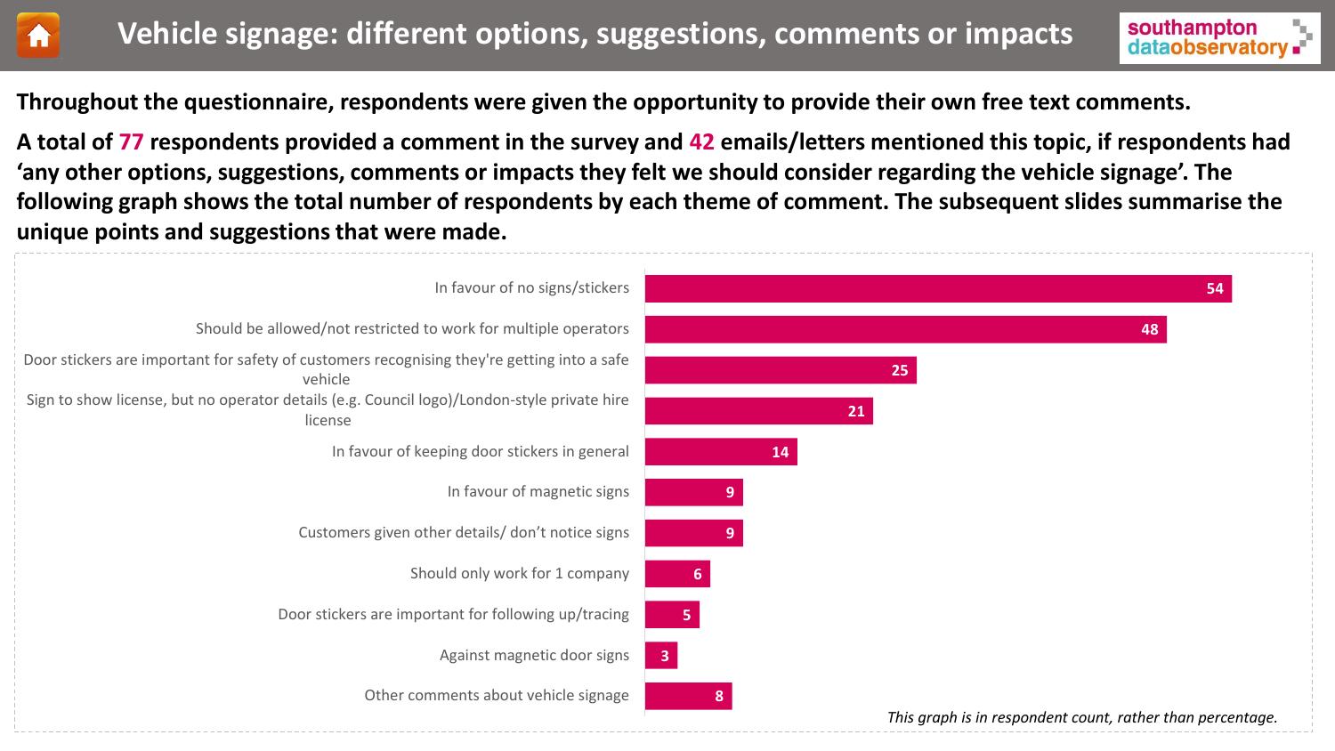# Vehicle signage: different options, suggestions, comments or impacts

**Throughout the questionnaire, respondents were given the opportunity to provide their own free text comments.**

**A total of 77 respondents provided a comment in the survey and 42 emails/letters mentioned this topic, if respondents had 'any other options, suggestions, comments or impacts they felt we should consider regarding the vehicle signage'. The following graph shows the total number of respondents by each theme of comment. The subsequent slides summarise the unique points and suggestions that were made.**

| Theme | Respondents |
| --- | --- |
| In favour of no signs/stickers | 54 |
| Should be allowed/not restricted to work for multiple operators | 48 |
| Door stickers are important for safety of customers recognising they're getting into a safe vehicle | 25 |
| Sign to show license, but no operator details (e.g. Council logo)/London-style private hire license | 21 |
| In favour of keeping door stickers in general | 14 |
| In favour of magnetic signs | 9 |
| Customers given other details/ don't notice signs | 9 |
| Should only work for 1 company | 6 |
| Door stickers are important for following up/tracing | 5 |
| Against magnetic door signs | 3 |
| Other comments about vehicle signage | 8 |

*This graph is in respondent count, rather than percentage.*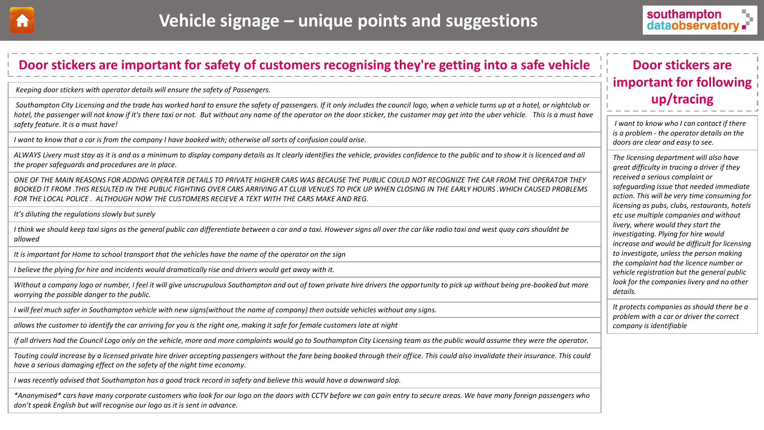# Vehicle signage – unique points and suggestions

## Door stickers are important for safety of customers recognising they're getting into a safe vehicle

*Keeping door stickers with operator details will ensure the safety of Passengers.*

*Southampton City Licensing and the trade has worked hard to ensure the safety of passengers. If it only includes the council logo, when a vehicle turns up at a hotel, or nightclub or hotel, the passenger will not know if it's there taxi or not. But without any name of the operator on the door sticker, the customer may get into the uber vehicle. This is a must have safety feature. It is a must have!*

*I want to know that a car is from the company I have booked with; otherwise all sorts of confusion could arise.*

*ALWAYS Livery must stay as it is and as a minimum to display company details as It clearly identifies the vehicle, provides confidence to the public and to show it is licenced and all the proper safeguards and procedures are in place.*

*ONE OF THE MAIN REASONS FOR ADDING OPERATER DETAILS TO PRIVATE HIGHER CARS WAS BECAUSE THE PUBLIC COULD NOT RECOGNIZE THE CAR FROM THE OPERATOR THEY BOOKED IT FROM .THIS RESULTED IN THE PUBLIC FIGHTING OVER CARS ARRIVING AT CLUB VENUES TO PICK UP WHEN CLOSING IN THE EARLY HOURS .WHICH CAUSED PROBLEMS FOR THE LOCAL POLICE . ALTHOUGH NOW THE CUSTOMERS RECIEVE A TEXT WITH THE CARS MAKE AND REG.*

*It's diluting the regulations slowly but surely*

*I think we should keep taxi signs as the general public can differentiate between a car and a taxi. However signs all over the car like radio taxi and west quay cars shouldnt be allowed*

*It is important for Home to school transport that the vehicles have the name of the operator on the sign*

*I believe the plying for hire and incidents would dramatically rise and drivers would get away with it.*

*Without a company logo or number, I feel it will give unscrupulous Southampton and out of town private hire drivers the opportunity to pick up without being pre-booked but more worrying the possible danger to the public.*

*I will feel much safer in Southampton vehicle with new signs(without the name of company) then outside vehicles without any signs.*

*allows the customer to identify the car arriving for you is the right one, making it safe for female customers late at night*

*If all drivers had the Council Logo only on the vehicle, more and more complaints would go to Southampton City Licensing team as the public would assume they were the operator.*

*Touting could increase by a licensed private hire driver accepting passengers without the fare being booked through their office. This could also invalidate their insurance. This could have a serious damaging effect on the safety of the night time economy.*

*I was recently advised that Southampton has a good track record in safety and believe this would have a downward slop.*

**Anonymised* cars have many corporate customers who look for our logo on the doors with CCTV before we can gain entry to secure areas. We have many foreign passengers who don't speak English but will recognise our logo as it is sent in advance.*

## Door stickers are important for following up/tracing

*I want to know who I can contact if there is a problem - the operator details on the doors are clear and easy to see.*

*The licensing department will also have great difficulty in tracing a driver if they received a serious complaint or safeguarding issue that needed immediate action. This will be very time consuming for licensing as pubs, clubs, restaurants, hotels etc use multiple companies and without livery, where would they start the investigating. Plying for hire would increase and would be difficult for licensing to investigate, unless the person making the complaint had the licence number or vehicle registration but the general public look for the companies livery and no other details.*

*It protects companies as should there be a problem with a car or driver the correct company is identifiable*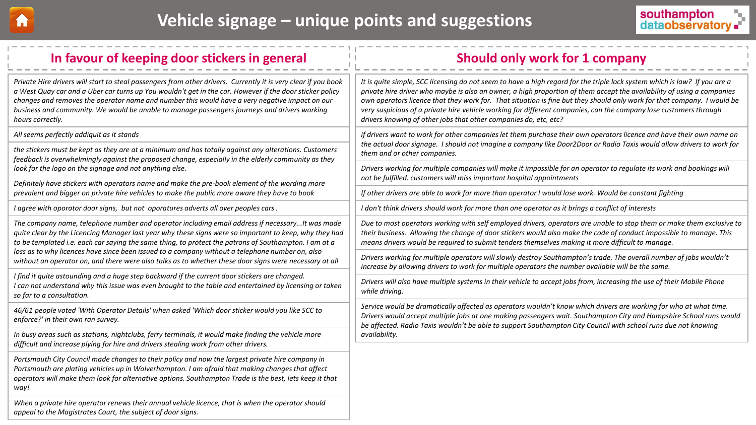# Vehicle signage – unique points and suggestions

## In favour of keeping door stickers in general

*Private Hire drivers will start to steal passengers from other drivers. Currently it is very clear if you book a West Quay car and a Uber car turns up You wouldn't get in the car. However if the door sticker policy changes and removes the operator name and number this would have a very negative impact on our business and community. We would be unable to manage passengers journeys and drivers working hours correctly.*

*All seems perfectly addiquit as it stands*

*the stickers must be kept as they are at a minimum and has totally against any alterations. Customers feedback is overwhelmingly against the proposed change, especially in the elderly community as they look for the logo on the signage and not anything else.*

*Definitely have stickers with operators name and make the pre-book element of the wording more prevalent and bigger on private hire vehicles to make the public more aware they have to book*

*I agree with oporator door signs, but not oporatures adverts all over peoples cars .*

*The company name, telephone number and operator including email address if necessary...It was made quite clear by the Licencing Manager last year why these signs were so important to keep, why they had to be templated i.e. each car saying the same thing, to protect the patrons of Southampton. I am at a loss as to why licences have since been issued to a company without a telephone number on, also without an operator on, and there were also talks as to whether these door signs were necessary at all*

*I find it quite astounding and a huge step backward if the current door stickers are changed. I can not understand why this issue was even brought to the table and entertained by licensing or taken so far to a consultation.*

*46/61 people voted 'With Operator Details' when asked 'Which door sticker would you like SCC to enforce?' in their own ran survey.*

*In busy areas such as stations, nightclubs, ferry terminals, it would make finding the vehicle more difficult and increase plying for hire and drivers stealing work from other drivers.*

*Portsmouth City Council made changes to their policy and now the largest private hire company in Portsmouth are plating vehicles up in Wolverhampton. I am afraid that making changes that affect operators will make them look for alternative options. Southampton Trade is the best, lets keep it that way!*

*When a private hire operator renews their annual vehicle licence, that is when the operator should appeal to the Magistrates Court, the subject of door signs.*

## Should only work for 1 company

*It is quite simple, SCC licensing do not seem to have a high regard for the triple lock system which is law? If you are a private hire driver who maybe is also an owner, a high proportion of them accept the availability of using a companies own operators licence that they work for. That situation is fine but they should only work for that company. I would be very suspicious of a private hire vehicle working for different companies, can the company lose customers through drivers knowing of other jobs that other companies do, etc, etc?*

*if drivers want to work for other companies let them purchase their own operators licence and have their own name on the actual door signage. I should not imagine a company like Door2Door or Radio Taxis would allow drivers to work for them and or other companies.*

*Drivers working for multiple companies will make it impossible for an operator to regulate its work and bookings will not be fulfilled. customers will miss important hospital appointments*

*If other drivers are able to work for more than operator I would lose work. Would be constant fighting*

*I don't think drivers should work for more than one operator as it brings a conflict of interests*

*Due to most operators working with self employed drivers, operators are unable to stop them or make them exclusive to their business. Allowing the change of door stickers would also make the code of conduct impossible to manage. This means drivers would be required to submit tenders themselves making it more difficult to manage.*

*Drivers working for multiple operators will slowly destroy Southampton's trade. The overall number of jobs wouldn't increase by allowing drivers to work for multiple operators the number available will be the same.*

*Drivers will also have multiple systems in their vehicle to accept jobs from, increasing the use of their Mobile Phone while driving.*

*Service would be dramatically affected as operators wouldn't know which drivers are working for who at what time. Drivers would accept multiple jobs at one making passengers wait. Southampton City and Hampshire School runs would be affected. Radio Taxis wouldn't be able to support Southampton City Council with school runs due not knowing availability.*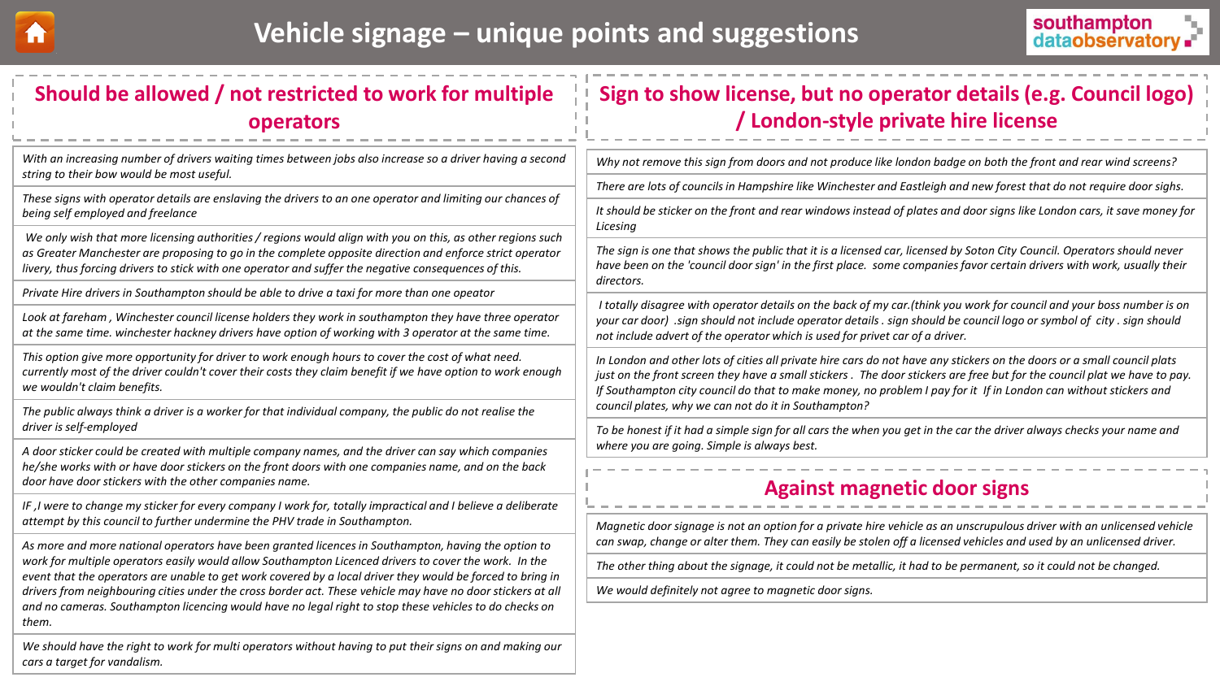# Vehicle signage – unique points and suggestions

## Should be allowed / not restricted to work for multiple operators

*With an increasing number of drivers waiting times between jobs also increase so a driver having a second string to their bow would be most useful.*

*These signs with operator details are enslaving the drivers to an one operator and limiting our chances of being self employed and freelance*

*We only wish that more licensing authorities / regions would align with you on this, as other regions such as Greater Manchester are proposing to go in the complete opposite direction and enforce strict operator livery, thus forcing drivers to stick with one operator and suffer the negative consequences of this.*

*Private Hire drivers in Southampton should be able to drive a taxi for more than one opeator*

*Look at fareham , Winchester council license holders they work in southampton they have three operator at the same time. winchester hackney drivers have option of working with 3 operator at the same time.*

*This option give more opportunity for driver to work enough hours to cover the cost of what need. currently most of the driver couldn't cover their costs they claim benefit if we have option to work enough we wouldn't claim benefits.*

*The public always think a driver is a worker for that individual company, the public do not realise the driver is self-employed*

*A door sticker could be created with multiple company names, and the driver can say which companies he/she works with or have door stickers on the front doors with one companies name, and on the back door have door stickers with the other companies name.*

*IF ,I were to change my sticker for every company I work for, totally impractical and I believe a deliberate attempt by this council to further undermine the PHV trade in Southampton.*

*As more and more national operators have been granted licences in Southampton, having the option to work for multiple operators easily would allow Southampton Licenced drivers to cover the work. In the event that the operators are unable to get work covered by a local driver they would be forced to bring in drivers from neighbouring cities under the cross border act. These vehicle may have no door stickers at all and no cameras. Southampton licencing would have no legal right to stop these vehicles to do checks on them.*

*We should have the right to work for multi operators without having to put their signs on and making our cars a target for vandalism.*

## Sign to show license, but no operator details (e.g. Council logo) / London-style private hire license

*Why not remove this sign from doors and not produce like london badge on both the front and rear wind screens?*

*There are lots of councils in Hampshire like Winchester and Eastleigh and new forest that do not require door sighs.*

*It should be sticker on the front and rear windows instead of plates and door signs like London cars, it save money for Licesing*

*The sign is one that shows the public that it is a licensed car, licensed by Soton City Council. Operators should never have been on the 'council door sign' in the first place. some companies favor certain drivers with work, usually their directors.*

*I totally disagree with operator details on the back of my car.(think you work for council and your boss number is on your car door) .sign should not include operator details . sign should be council logo or symbol of city . sign should not include advert of the operator which is used for privet car of a driver.*

*In London and other lots of cities all private hire cars do not have any stickers on the doors or a small council plats just on the front screen they have a small stickers . The door stickers are free but for the council plat we have to pay. If Southampton city council do that to make money, no problem I pay for it If in London can without stickers and council plates, why we can not do it in Southampton?*

*To be honest if it had a simple sign for all cars the when you get in the car the driver always checks your name and where you are going. Simple is always best.*

## Against magnetic door signs

*Magnetic door signage is not an option for a private hire vehicle as an unscrupulous driver with an unlicensed vehicle can swap, change or alter them. They can easily be stolen off a licensed vehicles and used by an unlicensed driver.*

*The other thing about the signage, it could not be metallic, it had to be permanent, so it could not be changed.*

*We would definitely not agree to magnetic door signs.*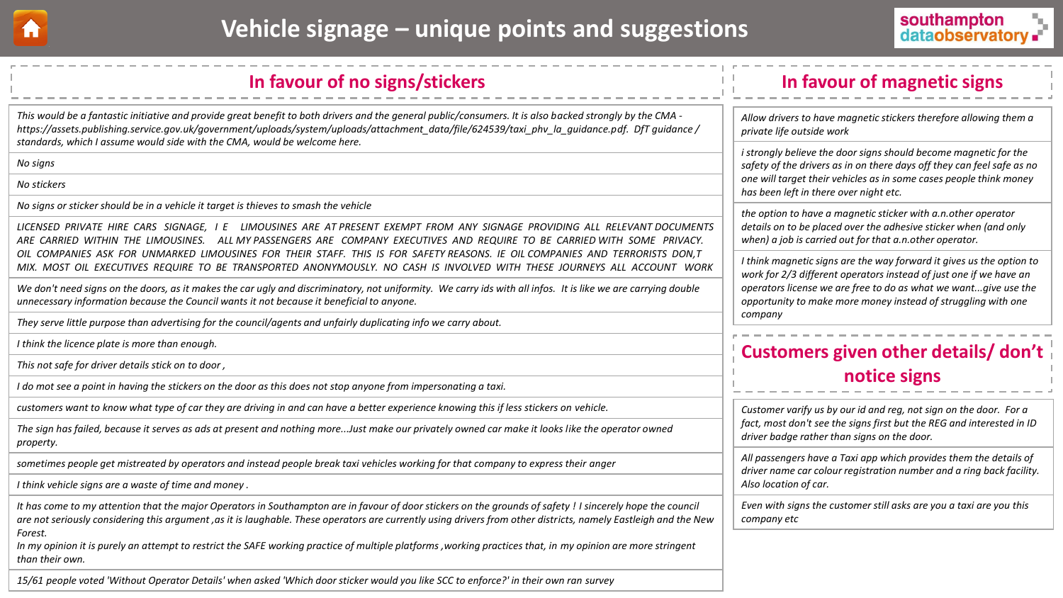# Vehicle signage – unique points and suggestions

## In favour of no signs/stickers

*This would be a fantastic initiative and provide great benefit to both drivers and the general public/consumers. It is also backed strongly by the CMA - https://assets.publishing.service.gov.uk/government/uploads/system/uploads/attachment_data/file/624539/taxi_phv_la_guidance.pdf. DfT guidance / standards, which I assume would side with the CMA, would be welcome here.*

*No signs*

*No stickers*

*No signs or sticker should be in a vehicle it target is thieves to smash the vehicle*

*LICENSED PRIVATE HIRE CARS SIGNAGE, I E LIMOUSINES ARE AT PRESENT EXEMPT FROM ANY SIGNAGE PROVIDING ALL RELEVANT DOCUMENTS ARE CARRIED WITHIN THE LIMOUSINES. ALL MY PASSENGERS ARE COMPANY EXECUTIVES AND REQUIRE TO BE CARRIED WITH SOME PRIVACY. OIL COMPANIES ASK FOR UNMARKED LIMOUSINES FOR THEIR STAFF. THIS IS FOR SAFETY REASONS. IE OIL COMPANIES AND TERRORISTS DON,T MIX. MOST OIL EXECUTIVES REQUIRE TO BE TRANSPORTED ANONYMOUSLY. NO CASH IS INVOLVED WITH THESE JOURNEYS ALL ACCOUNT WORK*

*We don't need signs on the doors, as it makes the car ugly and discriminatory, not uniformity. We carry ids with all infos. It is like we are carrying double unnecessary information because the Council wants it not because it beneficial to anyone.*

*They serve little purpose than advertising for the council/agents and unfairly duplicating info we carry about.*

*I think the licence plate is more than enough.*

*This not safe for driver details stick on to door ,*

*I do mot see a point in having the stickers on the door as this does not stop anyone from impersonating a taxi.*

*customers want to know what type of car they are driving in and can have a better experience knowing this if less stickers on vehicle.*

*The sign has failed, because it serves as ads at present and nothing more...Just make our privately owned car make it looks like the operator owned property.*

*sometimes people get mistreated by operators and instead people break taxi vehicles working for that company to express their anger*

*I think vehicle signs are a waste of time and money .*

*It has come to my attention that the major Operators in Southampton are in favour of door stickers on the grounds of safety ! I sincerely hope the council are not seriously considering this argument ,as it is laughable. These operators are currently using drivers from other districts, namely Eastleigh and the New Forest.*
*In my opinion it is purely an attempt to restrict the SAFE working practice of multiple platforms ,working practices that, in my opinion are more stringent than their own.*

*15/61 people voted 'Without Operator Details' when asked 'Which door sticker would you like SCC to enforce?' in their own ran survey*

## In favour of magnetic signs

*Allow drivers to have magnetic stickers therefore allowing them a private life outside work*

*i strongly believe the door signs should become magnetic for the safety of the drivers as in on there days off they can feel safe as no one will target their vehicles as in some cases people think money has been left in there over night etc.*

*the option to have a magnetic sticker with a.n.other operator details on to be placed over the adhesive sticker when (and only when) a job is carried out for that a.n.other operator.*

*I think magnetic signs are the way forward it gives us the option to work for 2/3 different operators instead of just one if we have an operators license we are free to do as what we want...give use the opportunity to make more money instead of struggling with one company*

## Customers given other details/ don't notice signs

*Customer varify us by our id and reg, not sign on the door. For a fact, most don't see the signs first but the REG and interested in ID driver badge rather than signs on the door.*

*All passengers have a Taxi app which provides them the details of driver name car colour registration number and a ring back facility. Also location of car.*

*Even with signs the customer still asks are you a taxi are you this company etc*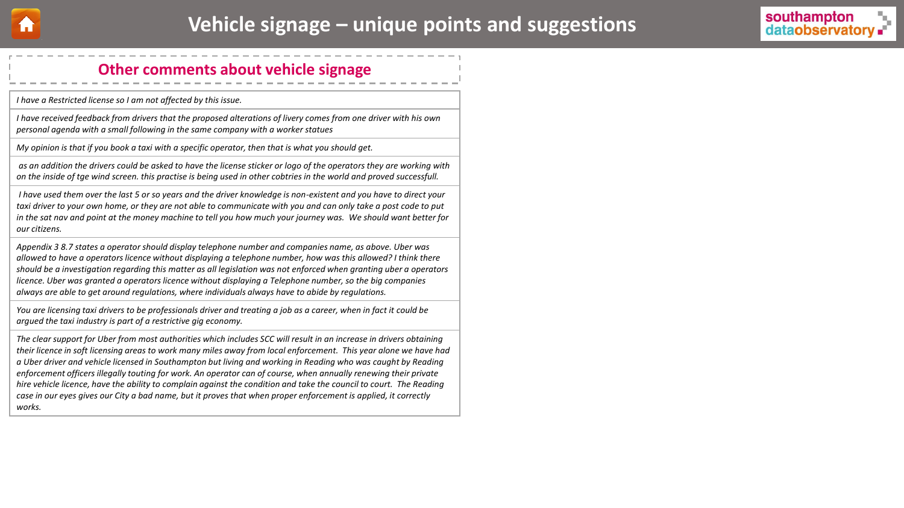# Vehicle signage – unique points and suggestions

## Other comments about vehicle signage

| |
|---|
| *I have a Restricted license so I am not affected by this issue.* |
| *I have received feedback from drivers that the proposed alterations of livery comes from one driver with his own personal agenda with a small following in the same company with a worker statues* |
| *My opinion is that if you book a taxi with a specific operator, then that is what you should get.* |
| *as an addition the drivers could be asked to have the license sticker or logo of the operators they are working with on the inside of tge wind screen. this practise is being used in other cobtries in the world and proved successfull.* |
| *I have used them over the last 5 or so years and the driver knowledge is non-existent and you have to direct your taxi driver to your own home, or they are not able to communicate with you and can only take a post code to put in the sat nav and point at the money machine to tell you how much your journey was. We should want better for our citizens.* |
| *Appendix 3 8.7 states a operator should display telephone number and companies name, as above. Uber was allowed to have a operators licence without displaying a telephone number, how was this allowed? I think there should be a investigation regarding this matter as all legislation was not enforced when granting uber a operators licence. Uber was granted a operators licence without displaying a Telephone number, so the big companies always are able to get around regulations, where individuals always have to abide by regulations.* |
| *You are licensing taxi drivers to be professionals driver and treating a job as a career, when in fact it could be argued the taxi industry is part of a restrictive gig economy.* |
| *The clear support for Uber from most authorities which includes SCC will result in an increase in drivers obtaining their licence in soft licensing areas to work many miles away from local enforcement. This year alone we have had a Uber driver and vehicle licensed in Southampton but living and working in Reading who was caught by Reading enforcement officers illegally touting for work. An operator can of course, when annually renewing their private hire vehicle licence, have the ability to complain against the condition and take the council to court. The Reading case in our eyes gives our City a bad name, but it proves that when proper enforcement is applied, it correctly works.* |